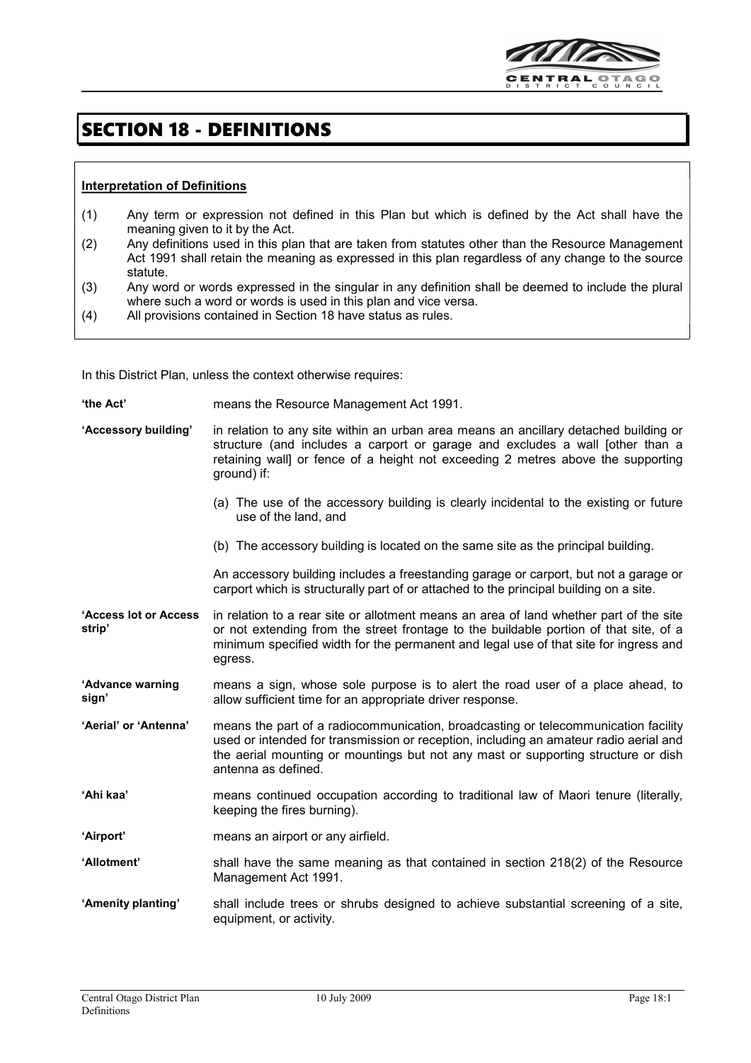# SECTION 18 - DEFINITIONS

**Interpretation of Definitions**

(1) Any term or expression not defined in this Plan but which is defined by the Act shall have the meaning given to it by the Act.

(2) Any definitions used in this plan that are taken from statutes other than the Resource Management Act 1991 shall retain the meaning as expressed in this plan regardless of any change to the source statute.

(3) Any word or words expressed in the singular in any definition shall be deemed to include the plural where such a word or words is used in this plan and vice versa.

(4) All provisions contained in Section 18 have status as rules.

In this District Plan, unless the context otherwise requires:

**'the Act'** means the Resource Management Act 1991.

**'Accessory building'** in relation to any site within an urban area means an ancillary detached building or structure (and includes a carport or garage and excludes a wall [other than a retaining wall] or fence of a height not exceeding 2 metres above the supporting ground) if:

(a) The use of the accessory building is clearly incidental to the existing or future use of the land, and

(b) The accessory building is located on the same site as the principal building.

An accessory building includes a freestanding garage or carport, but not a garage or carport which is structurally part of or attached to the principal building on a site.

**'Access lot or Access strip'** in relation to a rear site or allotment means an area of land whether part of the site or not extending from the street frontage to the buildable portion of that site, of a minimum specified width for the permanent and legal use of that site for ingress and egress.

**'Advance warning sign'** means a sign, whose sole purpose is to alert the road user of a place ahead, to allow sufficient time for an appropriate driver response.

**'Aerial' or 'Antenna'** means the part of a radiocommunication, broadcasting or telecommunication facility used or intended for transmission or reception, including an amateur radio aerial and the aerial mounting or mountings but not any mast or supporting structure or dish antenna as defined.

**'Ahi kaa'** means continued occupation according to traditional law of Maori tenure (literally, keeping the fires burning).

**'Airport'** means an airport or any airfield.

**'Allotment'** shall have the same meaning as that contained in section 218(2) of the Resource Management Act 1991.

**'Amenity planting'** shall include trees or shrubs designed to achieve substantial screening of a site, equipment, or activity.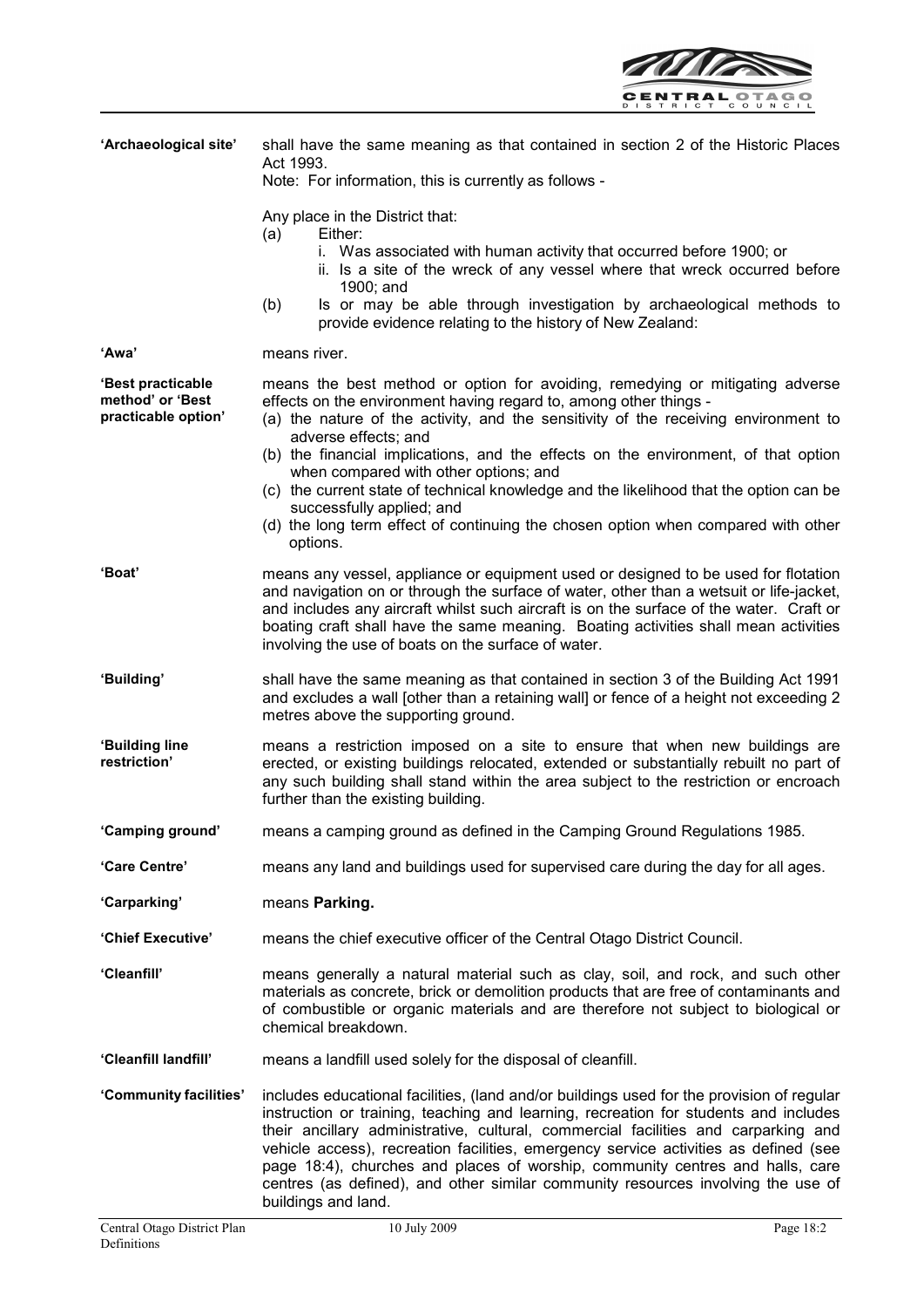**'Archaeological site'** shall have the same meaning as that contained in section 2 of the Historic Places Act 1993.

Note: For information, this is currently as follows -

Any place in the District that:

(a) Either:
   i. Was associated with human activity that occurred before 1900; or
   ii. Is a site of the wreck of any vessel where that wreck occurred before 1900; and

(b) Is or may be able through investigation by archaeological methods to provide evidence relating to the history of New Zealand:

**'Awa'** means river.

**'Best practicable method' or 'Best practicable option'** means the best method or option for avoiding, remedying or mitigating adverse effects on the environment having regard to, among other things -

(a) the nature of the activity, and the sensitivity of the receiving environment to adverse effects; and
(b) the financial implications, and the effects on the environment, of that option when compared with other options; and
(c) the current state of technical knowledge and the likelihood that the option can be successfully applied; and
(d) the long term effect of continuing the chosen option when compared with other options.

**'Boat'** means any vessel, appliance or equipment used or designed to be used for flotation and navigation on or through the surface of water, other than a wetsuit or life-jacket, and includes any aircraft whilst such aircraft is on the surface of the water. Craft or boating craft shall have the same meaning. Boating activities shall mean activities involving the use of boats on the surface of water.

**'Building'** shall have the same meaning as that contained in section 3 of the Building Act 1991 and excludes a wall [other than a retaining wall] or fence of a height not exceeding 2 metres above the supporting ground.

**'Building line restriction'** means a restriction imposed on a site to ensure that when new buildings are erected, or existing buildings relocated, extended or substantially rebuilt no part of any such building shall stand within the area subject to the restriction or encroach further than the existing building.

**'Camping ground'** means a camping ground as defined in the Camping Ground Regulations 1985.

**'Care Centre'** means any land and buildings used for supervised care during the day for all ages.

**'Carparking'** means **Parking.**

**'Chief Executive'** means the chief executive officer of the Central Otago District Council.

**'Cleanfill'** means generally a natural material such as clay, soil, and rock, and such other materials as concrete, brick or demolition products that are free of contaminants and of combustible or organic materials and are therefore not subject to biological or chemical breakdown.

**'Cleanfill landfill'** means a landfill used solely for the disposal of cleanfill.

**'Community facilities'** includes educational facilities, (land and/or buildings used for the provision of regular instruction or training, teaching and learning, recreation for students and includes their ancillary administrative, cultural, commercial facilities and carparking and vehicle access), recreation facilities, emergency service activities as defined (see page 18:4), churches and places of worship, community centres and halls, care centres (as defined), and other similar community resources involving the use of buildings and land.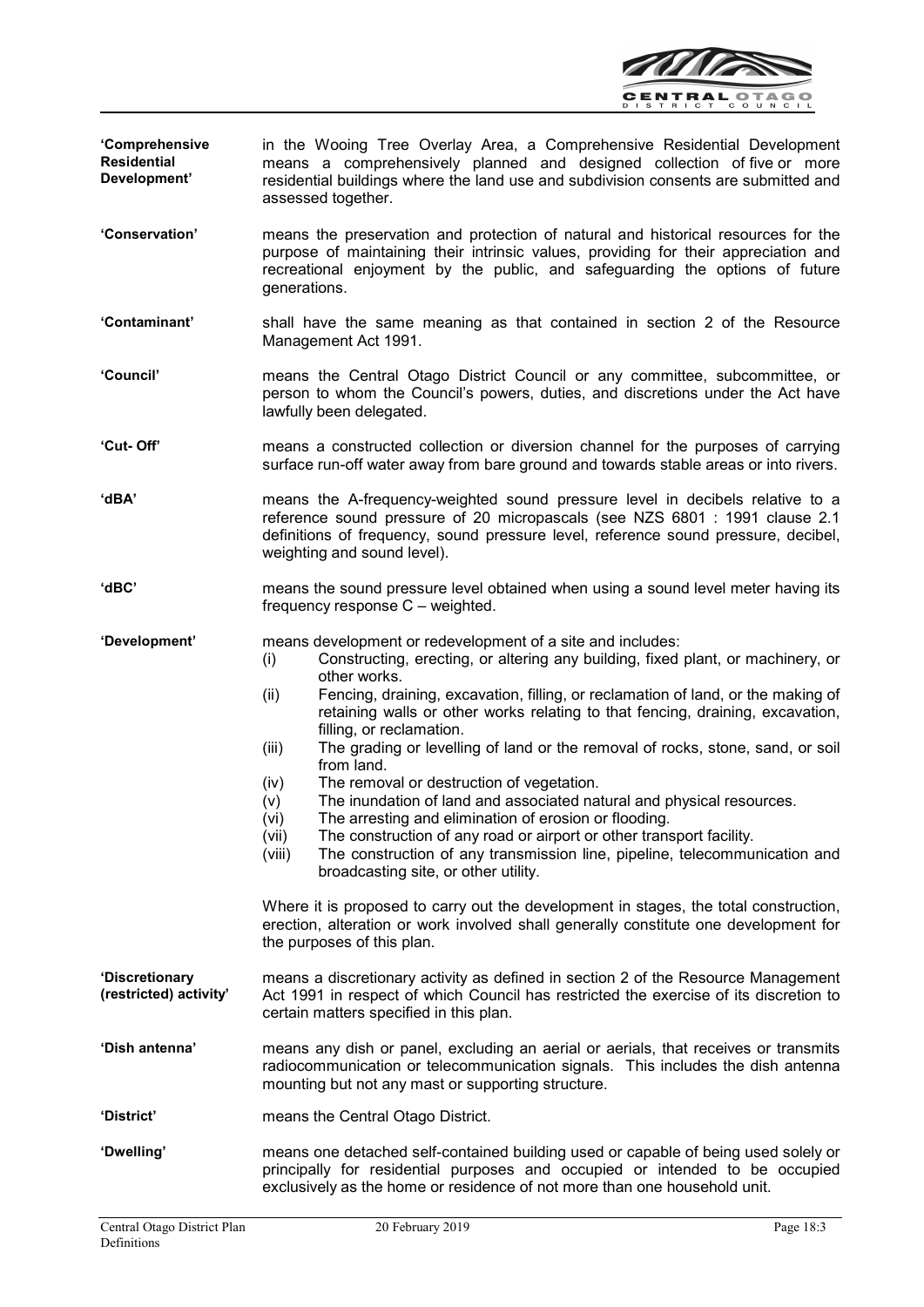**'Comprehensive Residential Development'** in the Wooing Tree Overlay Area, a Comprehensive Residential Development means a comprehensively planned and designed collection of five or more residential buildings where the land use and subdivision consents are submitted and assessed together.

**'Conservation'** means the preservation and protection of natural and historical resources for the purpose of maintaining their intrinsic values, providing for their appreciation and recreational enjoyment by the public, and safeguarding the options of future generations.

**'Contaminant'** shall have the same meaning as that contained in section 2 of the Resource Management Act 1991.

**'Council'** means the Central Otago District Council or any committee, subcommittee, or person to whom the Council's powers, duties, and discretions under the Act have lawfully been delegated.

**'Cut- Off'** means a constructed collection or diversion channel for the purposes of carrying surface run-off water away from bare ground and towards stable areas or into rivers.

**'dBA'** means the A-frequency-weighted sound pressure level in decibels relative to a reference sound pressure of 20 micropascals (see NZS 6801 : 1991 clause 2.1 definitions of frequency, sound pressure level, reference sound pressure, decibel, weighting and sound level).

**'dBC'** means the sound pressure level obtained when using a sound level meter having its frequency response C – weighted.

**'Development'** means development or redevelopment of a site and includes:

- (i) Constructing, erecting, or altering any building, fixed plant, or machinery, or other works.
- (ii) Fencing, draining, excavation, filling, or reclamation of land, or the making of retaining walls or other works relating to that fencing, draining, excavation, filling, or reclamation.
- (iii) The grading or levelling of land or the removal of rocks, stone, sand, or soil from land.
- (iv) The removal or destruction of vegetation.
- (v) The inundation of land and associated natural and physical resources.
- (vi) The arresting and elimination of erosion or flooding.
- (vii) The construction of any road or airport or other transport facility.
- (viii) The construction of any transmission line, pipeline, telecommunication and broadcasting site, or other utility.

Where it is proposed to carry out the development in stages, the total construction, erection, alteration or work involved shall generally constitute one development for the purposes of this plan.

**'Discretionary (restricted) activity'** means a discretionary activity as defined in section 2 of the Resource Management Act 1991 in respect of which Council has restricted the exercise of its discretion to certain matters specified in this plan.

**'Dish antenna'** means any dish or panel, excluding an aerial or aerials, that receives or transmits radiocommunication or telecommunication signals. This includes the dish antenna mounting but not any mast or supporting structure.

**'District'** means the Central Otago District.

**'Dwelling'** means one detached self-contained building used or capable of being used solely or principally for residential purposes and occupied or intended to be occupied exclusively as the home or residence of not more than one household unit.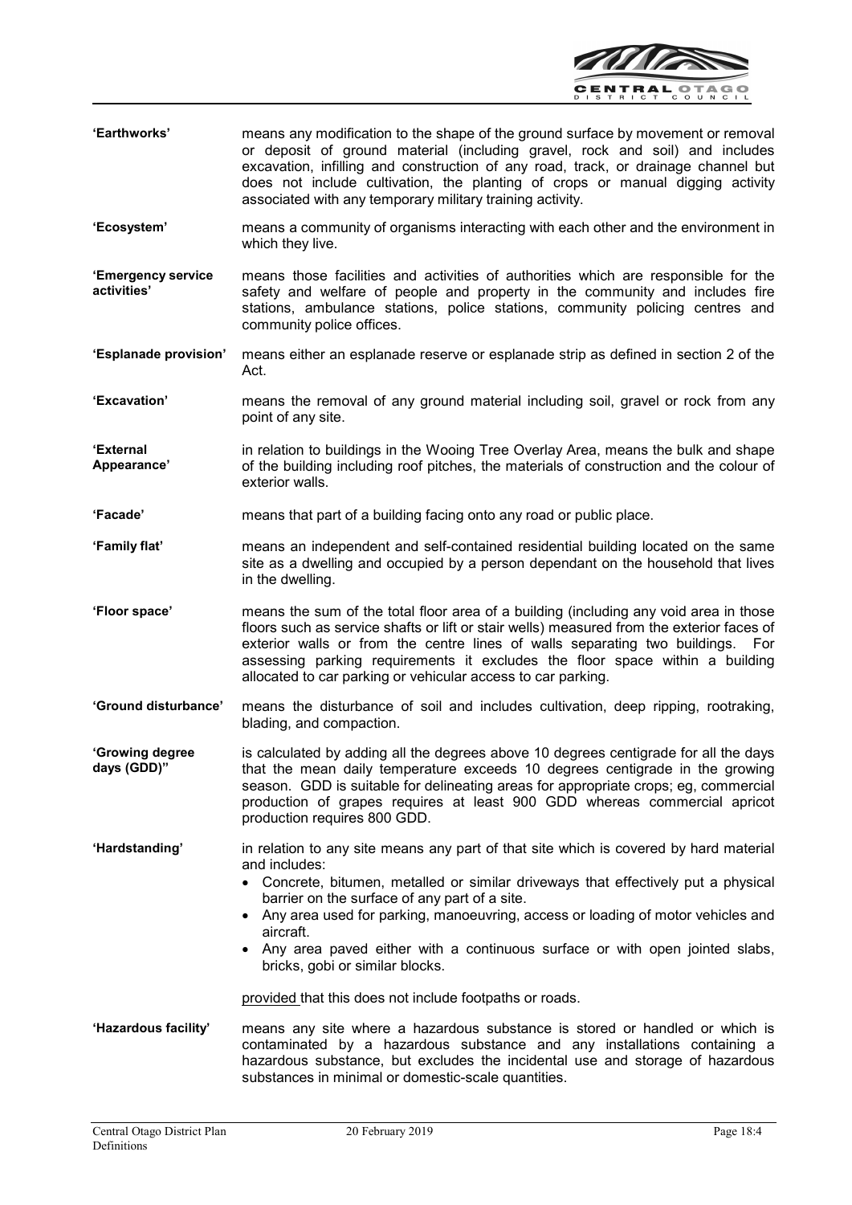**'Earthworks'** means any modification to the shape of the ground surface by movement or removal or deposit of ground material (including gravel, rock and soil) and includes excavation, infilling and construction of any road, track, or drainage channel but does not include cultivation, the planting of crops or manual digging activity associated with any temporary military training activity.

**'Ecosystem'** means a community of organisms interacting with each other and the environment in which they live.

**'Emergency service activities'** means those facilities and activities of authorities which are responsible for the safety and welfare of people and property in the community and includes fire stations, ambulance stations, police stations, community policing centres and community police offices.

**'Esplanade provision'** means either an esplanade reserve or esplanade strip as defined in section 2 of the Act.

**'Excavation'** means the removal of any ground material including soil, gravel or rock from any point of any site.

**'External Appearance'** in relation to buildings in the Wooing Tree Overlay Area, means the bulk and shape of the building including roof pitches, the materials of construction and the colour of exterior walls.

**'Facade'** means that part of a building facing onto any road or public place.

**'Family flat'** means an independent and self-contained residential building located on the same site as a dwelling and occupied by a person dependant on the household that lives in the dwelling.

**'Floor space'** means the sum of the total floor area of a building (including any void area in those floors such as service shafts or lift or stair wells) measured from the exterior faces of exterior walls or from the centre lines of walls separating two buildings. For assessing parking requirements it excludes the floor space within a building allocated to car parking or vehicular access to car parking.

**'Ground disturbance'** means the disturbance of soil and includes cultivation, deep ripping, rootraking, blading, and compaction.

**'Growing degree days (GDD)"** is calculated by adding all the degrees above 10 degrees centigrade for all the days that the mean daily temperature exceeds 10 degrees centigrade in the growing season. GDD is suitable for delineating areas for appropriate crops; eg, commercial production of grapes requires at least 900 GDD whereas commercial apricot production requires 800 GDD.

**'Hardstanding'** in relation to any site means any part of that site which is covered by hard material and includes:

- Concrete, bitumen, metalled or similar driveways that effectively put a physical barrier on the surface of any part of a site.
- Any area used for parking, manoeuvring, access or loading of motor vehicles and aircraft.
- Any area paved either with a continuous surface or with open jointed slabs, bricks, gobi or similar blocks.

provided that this does not include footpaths or roads.

**'Hazardous facility'** means any site where a hazardous substance is stored or handled or which is contaminated by a hazardous substance and any installations containing a hazardous substance, but excludes the incidental use and storage of hazardous substances in minimal or domestic-scale quantities.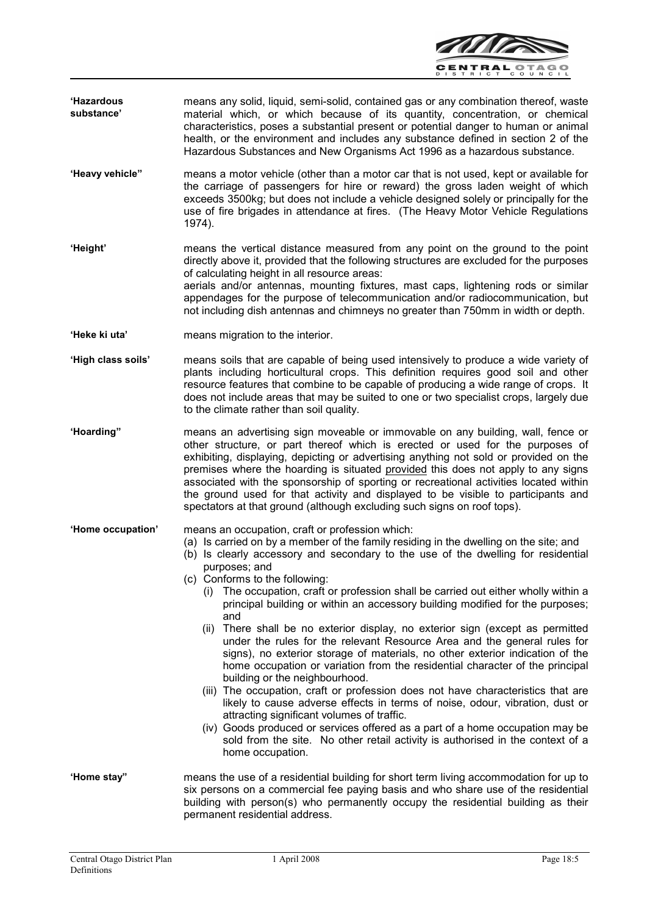**'Hazardous substance'** means any solid, liquid, semi-solid, contained gas or any combination thereof, waste material which, or which because of its quantity, concentration, or chemical characteristics, poses a substantial present or potential danger to human or animal health, or the environment and includes any substance defined in section 2 of the Hazardous Substances and New Organisms Act 1996 as a hazardous substance.

**'Heavy vehicle"** means a motor vehicle (other than a motor car that is not used, kept or available for the carriage of passengers for hire or reward) the gross laden weight of which exceeds 3500kg; but does not include a vehicle designed solely or principally for the use of fire brigades in attendance at fires. (The Heavy Motor Vehicle Regulations 1974).

**'Height'** means the vertical distance measured from any point on the ground to the point directly above it, provided that the following structures are excluded for the purposes of calculating height in all resource areas:
aerials and/or antennas, mounting fixtures, mast caps, lightening rods or similar appendages for the purpose of telecommunication and/or radiocommunication, but not including dish antennas and chimneys no greater than 750mm in width or depth.

**'Heke ki uta'** means migration to the interior.

**'High class soils'** means soils that are capable of being used intensively to produce a wide variety of plants including horticultural crops. This definition requires good soil and other resource features that combine to be capable of producing a wide range of crops. It does not include areas that may be suited to one or two specialist crops, largely due to the climate rather than soil quality.

**'Hoarding"** means an advertising sign moveable or immovable on any building, wall, fence or other structure, or part thereof which is erected or used for the purposes of exhibiting, displaying, depicting or advertising anything not sold or provided on the premises where the hoarding is situated <u>provided</u> this does not apply to any signs associated with the sponsorship of sporting or recreational activities located within the ground used for that activity and displayed to be visible to participants and spectators at that ground (although excluding such signs on roof tops).

**'Home occupation'** means an occupation, craft or profession which:

(a) Is carried on by a member of the family residing in the dwelling on the site; and
(b) Is clearly accessory and secondary to the use of the dwelling for residential purposes; and
(c) Conforms to the following:
   (i) The occupation, craft or profession shall be carried out either wholly within a principal building or within an accessory building modified for the purposes; and
   (ii) There shall be no exterior display, no exterior sign (except as permitted under the rules for the relevant Resource Area and the general rules for signs), no exterior storage of materials, no other exterior indication of the home occupation or variation from the residential character of the principal building or the neighbourhood.
   (iii) The occupation, craft or profession does not have characteristics that are likely to cause adverse effects in terms of noise, odour, vibration, dust or attracting significant volumes of traffic.
   (iv) Goods produced or services offered as a part of a home occupation may be sold from the site. No other retail activity is authorised in the context of a home occupation.

**'Home stay"** means the use of a residential building for short term living accommodation for up to six persons on a commercial fee paying basis and who share use of the residential building with person(s) who permanently occupy the residential building as their permanent residential address.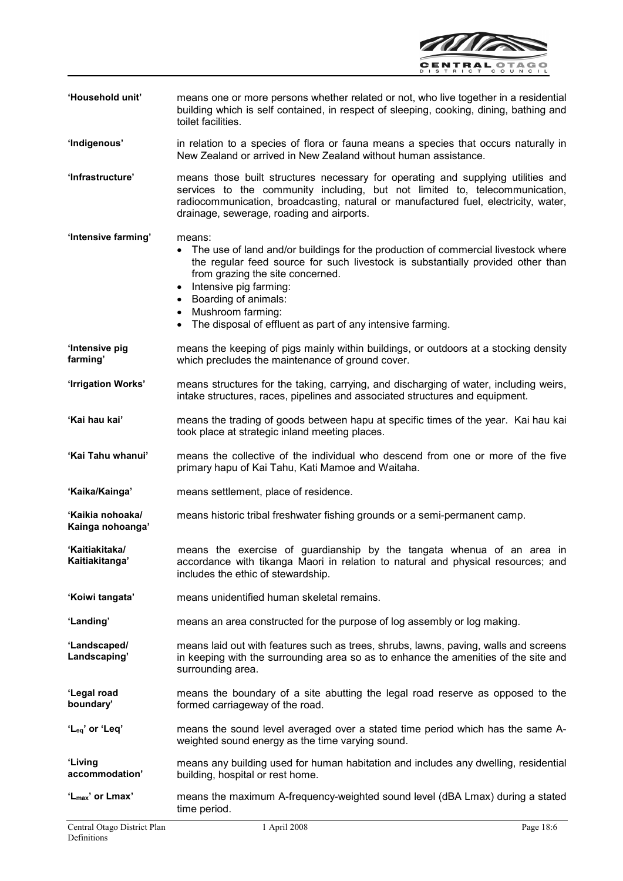**'Household unit'** means one or more persons whether related or not, who live together in a residential building which is self contained, in respect of sleeping, cooking, dining, bathing and toilet facilities.

**'Indigenous'** in relation to a species of flora or fauna means a species that occurs naturally in New Zealand or arrived in New Zealand without human assistance.

**'Infrastructure'** means those built structures necessary for operating and supplying utilities and services to the community including, but not limited to, telecommunication, radiocommunication, broadcasting, natural or manufactured fuel, electricity, water, drainage, sewerage, roading and airports.

**'Intensive farming'** means:

- The use of land and/or buildings for the production of commercial livestock where the regular feed source for such livestock is substantially provided other than from grazing the site concerned.
- Intensive pig farming:
- Boarding of animals:
- Mushroom farming:
- The disposal of effluent as part of any intensive farming.

**'Intensive pig farming'** means the keeping of pigs mainly within buildings, or outdoors at a stocking density which precludes the maintenance of ground cover.

**'Irrigation Works'** means structures for the taking, carrying, and discharging of water, including weirs, intake structures, races, pipelines and associated structures and equipment.

**'Kai hau kai'** means the trading of goods between hapu at specific times of the year. Kai hau kai took place at strategic inland meeting places.

**'Kai Tahu whanui'** means the collective of the individual who descend from one or more of the five primary hapu of Kai Tahu, Kati Mamoe and Waitaha.

**'Kaika/Kainga'** means settlement, place of residence.

**'Kaikia nohoaka/ Kainga nohoanga'** means historic tribal freshwater fishing grounds or a semi-permanent camp.

**'Kaitiakitaka/ Kaitiakitanga'** means the exercise of guardianship by the tangata whenua of an area in accordance with tikanga Maori in relation to natural and physical resources; and includes the ethic of stewardship.

**'Koiwi tangata'** means unidentified human skeletal remains.

**'Landing'** means an area constructed for the purpose of log assembly or log making.

**'Landscaped/ Landscaping'** means laid out with features such as trees, shrubs, lawns, paving, walls and screens in keeping with the surrounding area so as to enhance the amenities of the site and surrounding area.

**'Legal road boundary'** means the boundary of a site abutting the legal road reserve as opposed to the formed carriageway of the road.

**'$L_{eq}$' or 'Leq'** means the sound level averaged over a stated time period which has the same A-weighted sound energy as the time varying sound.

**'Living accommodation'** means any building used for human habitation and includes any dwelling, residential building, hospital or rest home.

**'$L_{max}$' or Lmax'** means the maximum A-frequency-weighted sound level (dBA Lmax) during a stated time period.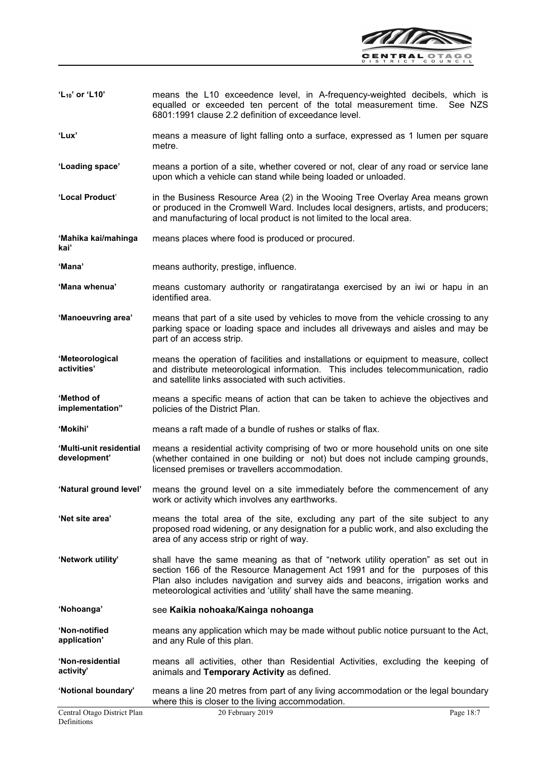**'$L_{10}$' or 'L10'** means the L10 exceedence level, in A-frequency-weighted decibels, which is equalled or exceeded ten percent of the total measurement time. See NZS 6801:1991 clause 2.2 definition of exceedance level.

**'Lux'** means a measure of light falling onto a surface, expressed as 1 lumen per square metre.

**'Loading space'** means a portion of a site, whether covered or not, clear of any road or service lane upon which a vehicle can stand while being loaded or unloaded.

**'Local Product'** in the Business Resource Area (2) in the Wooing Tree Overlay Area means grown or produced in the Cromwell Ward. Includes local designers, artists, and producers; and manufacturing of local product is not limited to the local area.

**'Mahika kai/mahinga kai'** means places where food is produced or procured.

**'Mana'** means authority, prestige, influence.

**'Mana whenua'** means customary authority or rangatiratanga exercised by an iwi or hapu in an identified area.

**'Manoeuvring area'** means that part of a site used by vehicles to move from the vehicle crossing to any parking space or loading space and includes all driveways and aisles and may be part of an access strip.

**'Meteorological activities'** means the operation of facilities and installations or equipment to measure, collect and distribute meteorological information. This includes telecommunication, radio and satellite links associated with such activities.

**'Method of implementation"** means a specific means of action that can be taken to achieve the objectives and policies of the District Plan.

**'Mokihi'** means a raft made of a bundle of rushes or stalks of flax.

**'Multi-unit residential development'** means a residential activity comprising of two or more household units on one site (whether contained in one building or not) but does not include camping grounds, licensed premises or travellers accommodation.

**'Natural ground level'** means the ground level on a site immediately before the commencement of any work or activity which involves any earthworks.

**'Net site area'** means the total area of the site, excluding any part of the site subject to any proposed road widening, or any designation for a public work, and also excluding the area of any access strip or right of way.

**'Network utility'** shall have the same meaning as that of "network utility operation" as set out in section 166 of the Resource Management Act 1991 and for the purposes of this Plan also includes navigation and survey aids and beacons, irrigation works and meteorological activities and 'utility' shall have the same meaning.

**'Nohoanga'** see **Kaikia nohoaka/Kainga nohoanga**

**'Non-notified application'** means any application which may be made without public notice pursuant to the Act, and any Rule of this plan.

**'Non-residential activity'** means all activities, other than Residential Activities, excluding the keeping of animals and **Temporary Activity** as defined.

**'Notional boundary'** means a line 20 metres from part of any living accommodation or the legal boundary where this is closer to the living accommodation.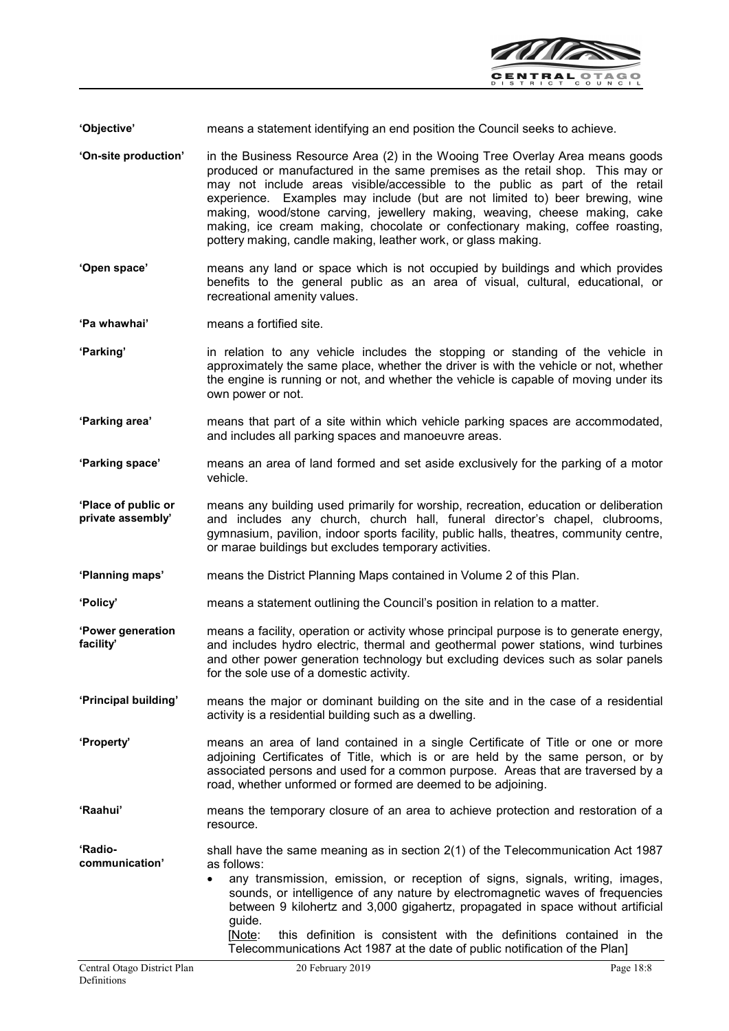**'Objective'** means a statement identifying an end position the Council seeks to achieve.

**'On-site production'** in the Business Resource Area (2) in the Wooing Tree Overlay Area means goods produced or manufactured in the same premises as the retail shop. This may or may not include areas visible/accessible to the public as part of the retail experience. Examples may include (but are not limited to) beer brewing, wine making, wood/stone carving, jewellery making, weaving, cheese making, cake making, ice cream making, chocolate or confectionary making, coffee roasting, pottery making, candle making, leather work, or glass making.

**'Open space'** means any land or space which is not occupied by buildings and which provides benefits to the general public as an area of visual, cultural, educational, or recreational amenity values.

**'Pa whawhai'** means a fortified site.

**'Parking'** in relation to any vehicle includes the stopping or standing of the vehicle in approximately the same place, whether the driver is with the vehicle or not, whether the engine is running or not, and whether the vehicle is capable of moving under its own power or not.

**'Parking area'** means that part of a site within which vehicle parking spaces are accommodated, and includes all parking spaces and manoeuvre areas.

**'Parking space'** means an area of land formed and set aside exclusively for the parking of a motor vehicle.

**'Place of public or private assembly'** means any building used primarily for worship, recreation, education or deliberation and includes any church, church hall, funeral director's chapel, clubrooms, gymnasium, pavilion, indoor sports facility, public halls, theatres, community centre, or marae buildings but excludes temporary activities.

**'Planning maps'** means the District Planning Maps contained in Volume 2 of this Plan.

**'Policy'** means a statement outlining the Council's position in relation to a matter.

**'Power generation facility'** means a facility, operation or activity whose principal purpose is to generate energy, and includes hydro electric, thermal and geothermal power stations, wind turbines and other power generation technology but excluding devices such as solar panels for the sole use of a domestic activity.

**'Principal building'** means the major or dominant building on the site and in the case of a residential activity is a residential building such as a dwelling.

**'Property'** means an area of land contained in a single Certificate of Title or one or more adjoining Certificates of Title, which is or are held by the same person, or by associated persons and used for a common purpose. Areas that are traversed by a road, whether unformed or formed are deemed to be adjoining.

**'Raahui'** means the temporary closure of an area to achieve protection and restoration of a resource.

**'Radio-communication'** shall have the same meaning as in section 2(1) of the Telecommunication Act 1987 as follows:

- any transmission, emission, or reception of signs, signals, writing, images, sounds, or intelligence of any nature by electromagnetic waves of frequencies between 9 kilohertz and 3,000 gigahertz, propagated in space without artificial guide.

  [Note: this definition is consistent with the definitions contained in the Telecommunications Act 1987 at the date of public notification of the Plan]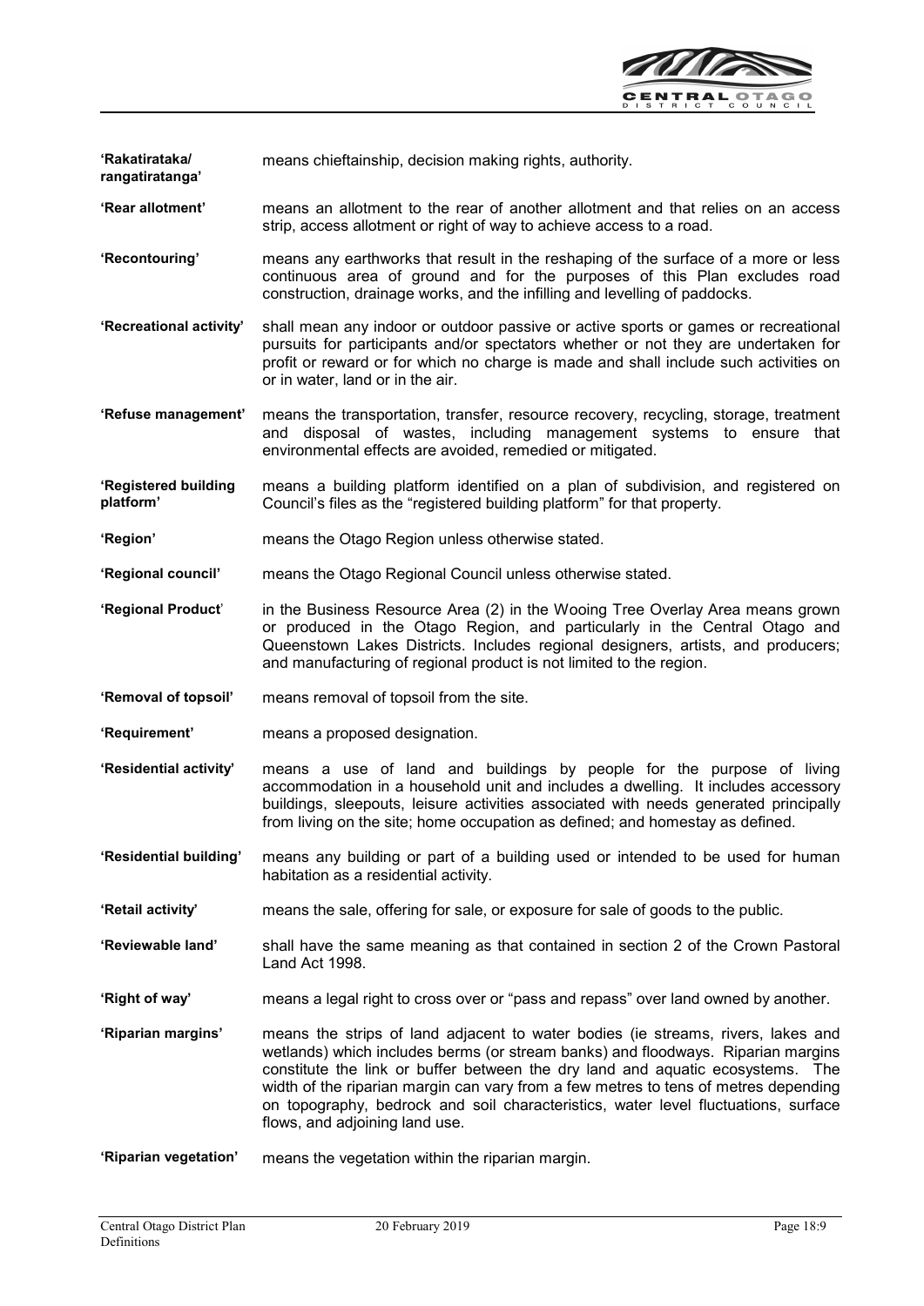**'Rakatirataka/ rangatiratanga'** means chieftainship, decision making rights, authority.

**'Rear allotment'** means an allotment to the rear of another allotment and that relies on an access strip, access allotment or right of way to achieve access to a road.

**'Recontouring'** means any earthworks that result in the reshaping of the surface of a more or less continuous area of ground and for the purposes of this Plan excludes road construction, drainage works, and the infilling and levelling of paddocks.

**'Recreational activity'** shall mean any indoor or outdoor passive or active sports or games or recreational pursuits for participants and/or spectators whether or not they are undertaken for profit or reward or for which no charge is made and shall include such activities on or in water, land or in the air.

**'Refuse management'** means the transportation, transfer, resource recovery, recycling, storage, treatment and disposal of wastes, including management systems to ensure that environmental effects are avoided, remedied or mitigated.

**'Registered building platform'** means a building platform identified on a plan of subdivision, and registered on Council's files as the "registered building platform" for that property.

**'Region'** means the Otago Region unless otherwise stated.

**'Regional council'** means the Otago Regional Council unless otherwise stated.

**'Regional Product'** in the Business Resource Area (2) in the Wooing Tree Overlay Area means grown or produced in the Otago Region, and particularly in the Central Otago and Queenstown Lakes Districts. Includes regional designers, artists, and producers; and manufacturing of regional product is not limited to the region.

**'Removal of topsoil'** means removal of topsoil from the site.

**'Requirement'** means a proposed designation.

**'Residential activity'** means a use of land and buildings by people for the purpose of living accommodation in a household unit and includes a dwelling. It includes accessory buildings, sleepouts, leisure activities associated with needs generated principally from living on the site; home occupation as defined; and homestay as defined.

**'Residential building'** means any building or part of a building used or intended to be used for human habitation as a residential activity.

**'Retail activity'** means the sale, offering for sale, or exposure for sale of goods to the public.

**'Reviewable land'** shall have the same meaning as that contained in section 2 of the Crown Pastoral Land Act 1998.

**'Right of way'** means a legal right to cross over or "pass and repass" over land owned by another.

**'Riparian margins'** means the strips of land adjacent to water bodies (ie streams, rivers, lakes and wetlands) which includes berms (or stream banks) and floodways. Riparian margins constitute the link or buffer between the dry land and aquatic ecosystems. The width of the riparian margin can vary from a few metres to tens of metres depending on topography, bedrock and soil characteristics, water level fluctuations, surface flows, and adjoining land use.

**'Riparian vegetation'** means the vegetation within the riparian margin.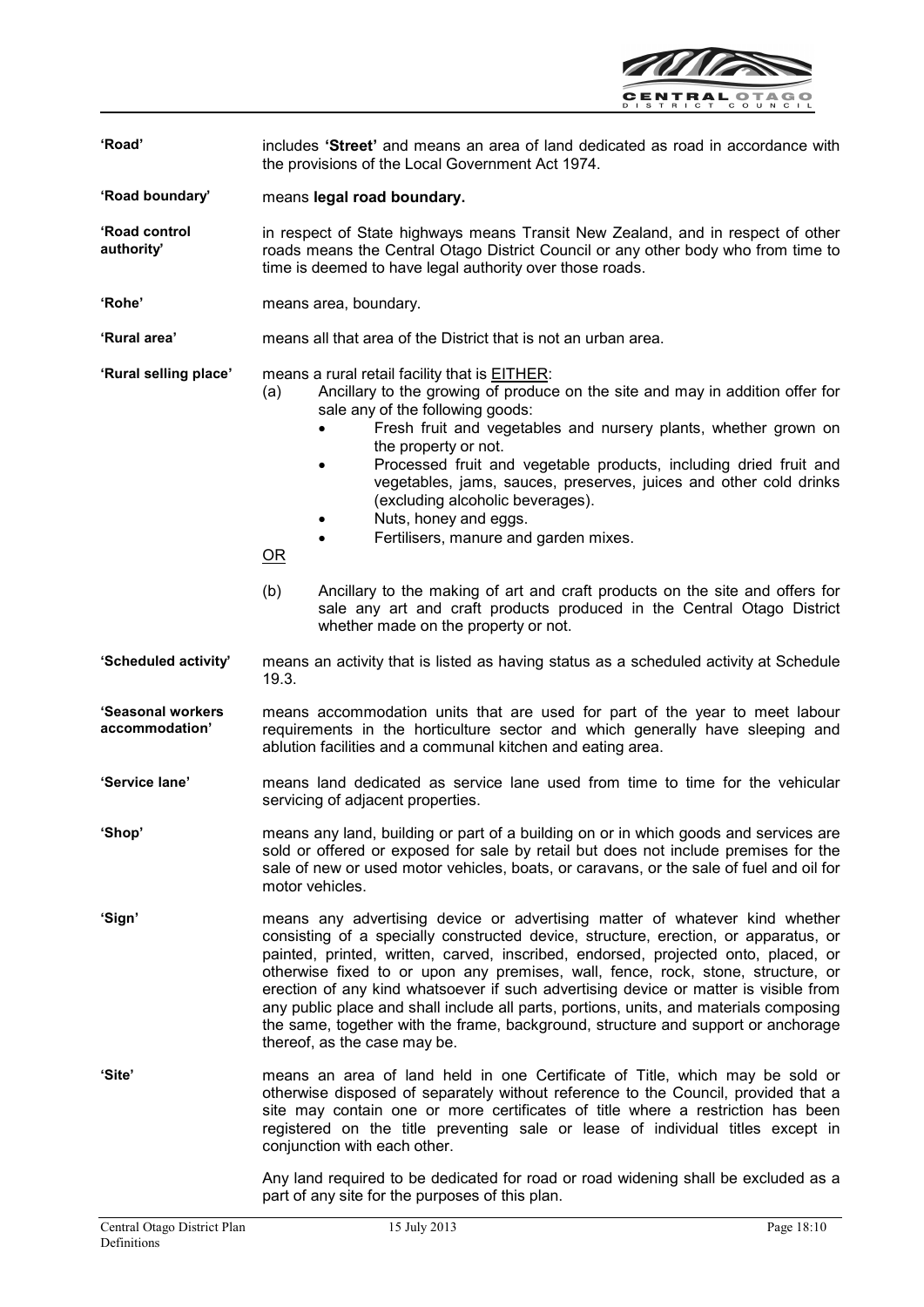**'Road'** includes **'Street'** and means an area of land dedicated as road in accordance with the provisions of the Local Government Act 1974.

**'Road boundary'** means **legal road boundary.**

**'Road control authority'** in respect of State highways means Transit New Zealand, and in respect of other roads means the Central Otago District Council or any other body who from time to time is deemed to have legal authority over those roads.

**'Rohe'** means area, boundary.

**'Rural area'** means all that area of the District that is not an urban area.

**'Rural selling place'** means a rural retail facility that is EITHER:

(a) Ancillary to the growing of produce on the site and may in addition offer for sale any of the following goods:
- Fresh fruit and vegetables and nursery plants, whether grown on the property or not.
- Processed fruit and vegetable products, including dried fruit and vegetables, jams, sauces, preserves, juices and other cold drinks (excluding alcoholic beverages).
- Nuts, honey and eggs.
- Fertilisers, manure and garden mixes.

OR

(b) Ancillary to the making of art and craft products on the site and offers for sale any art and craft products produced in the Central Otago District whether made on the property or not.

**'Scheduled activity'** means an activity that is listed as having status as a scheduled activity at Schedule 19.3.

**'Seasonal workers accommodation'** means accommodation units that are used for part of the year to meet labour requirements in the horticulture sector and which generally have sleeping and ablution facilities and a communal kitchen and eating area.

**'Service lane'** means land dedicated as service lane used from time to time for the vehicular servicing of adjacent properties.

**'Shop'** means any land, building or part of a building on or in which goods and services are sold or offered or exposed for sale by retail but does not include premises for the sale of new or used motor vehicles, boats, or caravans, or the sale of fuel and oil for motor vehicles.

**'Sign'** means any advertising device or advertising matter of whatever kind whether consisting of a specially constructed device, structure, erection, or apparatus, or painted, printed, written, carved, inscribed, endorsed, projected onto, placed, or otherwise fixed to or upon any premises, wall, fence, rock, stone, structure, or erection of any kind whatsoever if such advertising device or matter is visible from any public place and shall include all parts, portions, units, and materials composing the same, together with the frame, background, structure and support or anchorage thereof, as the case may be.

**'Site'** means an area of land held in one Certificate of Title, which may be sold or otherwise disposed of separately without reference to the Council, provided that a site may contain one or more certificates of title where a restriction has been registered on the title preventing sale or lease of individual titles except in conjunction with each other.

Any land required to be dedicated for road or road widening shall be excluded as a part of any site for the purposes of this plan.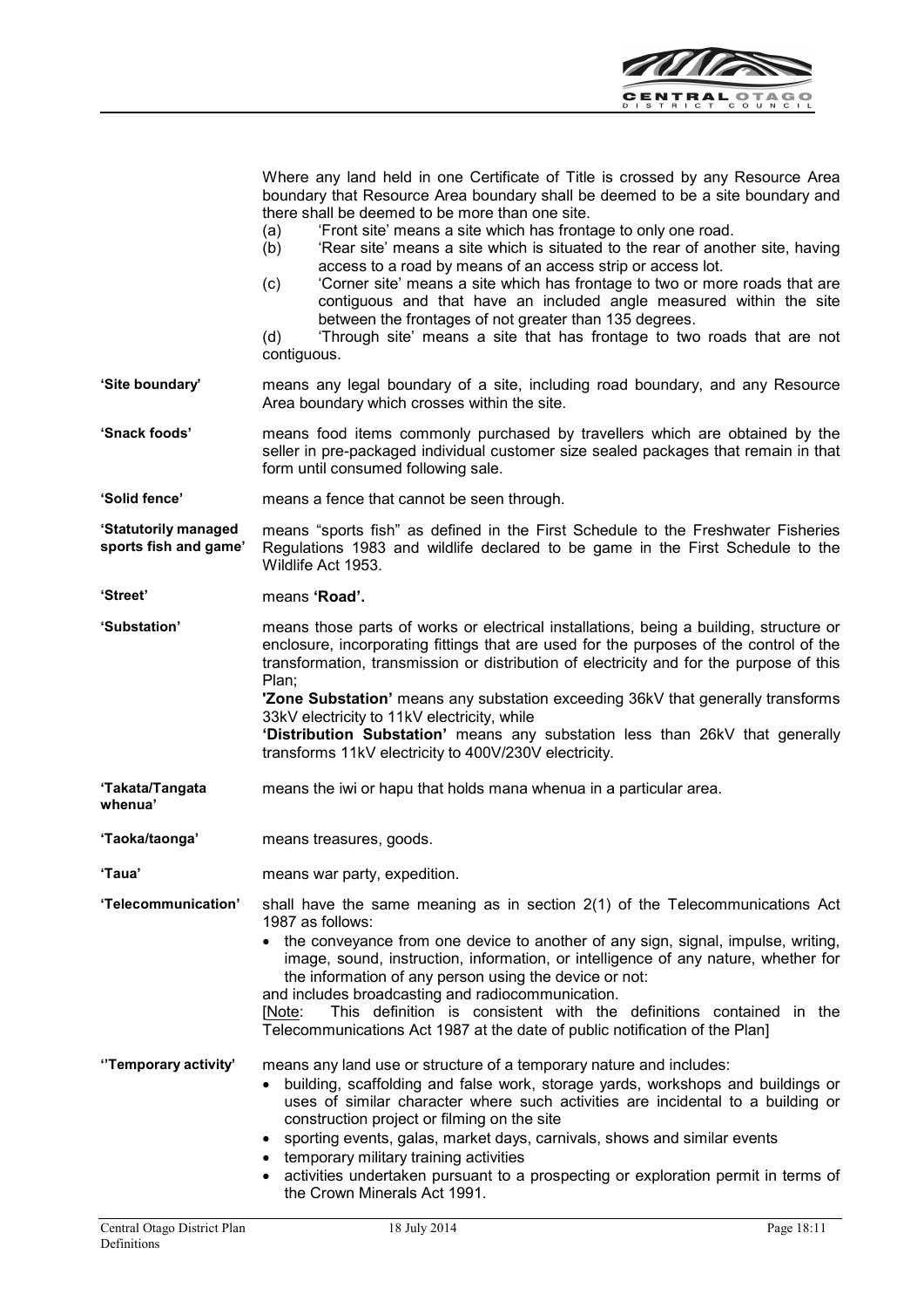Where any land held in one Certificate of Title is crossed by any Resource Area boundary that Resource Area boundary shall be deemed to be a site boundary and there shall be deemed to be more than one site.

(a) 'Front site' means a site which has frontage to only one road.

(b) 'Rear site' means a site which is situated to the rear of another site, having access to a road by means of an access strip or access lot.

(c) 'Corner site' means a site which has frontage to two or more roads that are contiguous and that have an included angle measured within the site between the frontages of not greater than 135 degrees.

(d) 'Through site' means a site that has frontage to two roads that are not contiguous.

**'Site boundary'** means any legal boundary of a site, including road boundary, and any Resource Area boundary which crosses within the site.

**'Snack foods'** means food items commonly purchased by travellers which are obtained by the seller in pre-packaged individual customer size sealed packages that remain in that form until consumed following sale.

**'Solid fence'** means a fence that cannot be seen through.

**'Statutorily managed sports fish and game'** means "sports fish" as defined in the First Schedule to the Freshwater Fisheries Regulations 1983 and wildlife declared to be game in the First Schedule to the Wildlife Act 1953.

**'Street'** means **'Road'.**

**'Substation'** means those parts of works or electrical installations, being a building, structure or enclosure, incorporating fittings that are used for the purposes of the control of the transformation, transmission or distribution of electricity and for the purpose of this Plan;

**'Zone Substation'** means any substation exceeding 36kV that generally transforms 33kV electricity to 11kV electricity, while

**'Distribution Substation'** means any substation less than 26kV that generally transforms 11kV electricity to 400V/230V electricity.

**'Takata/Tangata whenua'** means the iwi or hapu that holds mana whenua in a particular area.

**'Taoka/taonga'** means treasures, goods.

**'Taua'** means war party, expedition.

**'Telecommunication'** shall have the same meaning as in section 2(1) of the Telecommunications Act 1987 as follows:

- the conveyance from one device to another of any sign, signal, impulse, writing, image, sound, instruction, information, or intelligence of any nature, whether for the information of any person using the device or not:

and includes broadcasting and radiocommunication.

[Note: This definition is consistent with the definitions contained in the Telecommunications Act 1987 at the date of public notification of the Plan]

**''Temporary activity'** means any land use or structure of a temporary nature and includes:

- building, scaffolding and false work, storage yards, workshops and buildings or uses of similar character where such activities are incidental to a building or construction project or filming on the site
- sporting events, galas, market days, carnivals, shows and similar events
- temporary military training activities
- activities undertaken pursuant to a prospecting or exploration permit in terms of the Crown Minerals Act 1991.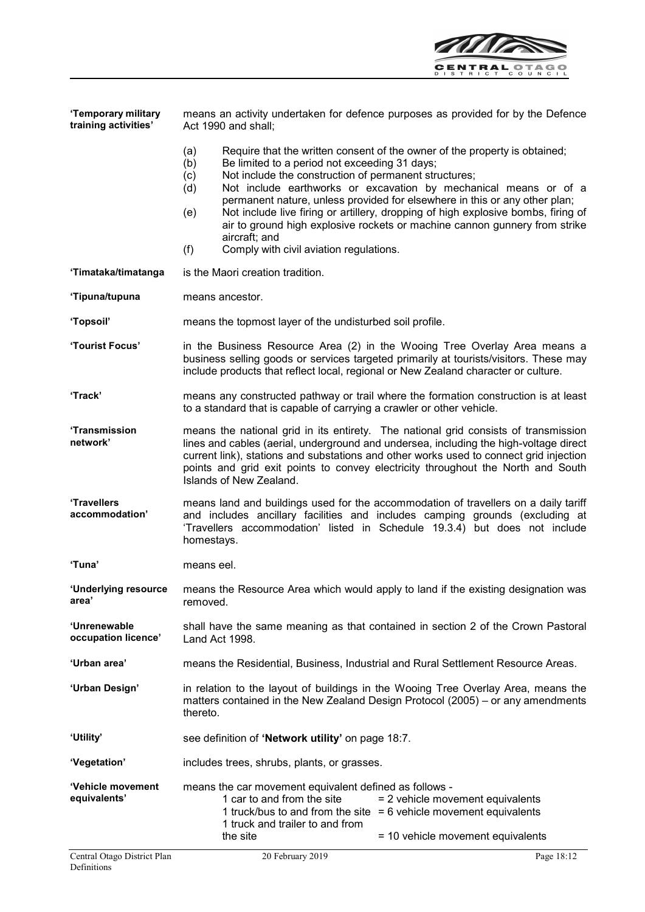**'Temporary military training activities'** means an activity undertaken for defence purposes as provided for by the Defence Act 1990 and shall;

(a) Require that the written consent of the owner of the property is obtained;
(b) Be limited to a period not exceeding 31 days;
(c) Not include the construction of permanent structures;
(d) Not include earthworks or excavation by mechanical means or of a permanent nature, unless provided for elsewhere in this or any other plan;
(e) Not include live firing or artillery, dropping of high explosive bombs, firing of air to ground high explosive rockets or machine cannon gunnery from strike aircraft; and
(f) Comply with civil aviation regulations.

**'Timataka/timatanga** is the Maori creation tradition.

**'Tipuna/tupuna** means ancestor.

**'Topsoil'** means the topmost layer of the undisturbed soil profile.

**'Tourist Focus'** in the Business Resource Area (2) in the Wooing Tree Overlay Area means a business selling goods or services targeted primarily at tourists/visitors. These may include products that reflect local, regional or New Zealand character or culture.

**'Track'** means any constructed pathway or trail where the formation construction is at least to a standard that is capable of carrying a crawler or other vehicle.

**'Transmission network'** means the national grid in its entirety. The national grid consists of transmission lines and cables (aerial, underground and undersea, including the high-voltage direct current link), stations and substations and other works used to connect grid injection points and grid exit points to convey electricity throughout the North and South Islands of New Zealand.

**'Travellers accommodation'** means land and buildings used for the accommodation of travellers on a daily tariff and includes ancillary facilities and includes camping grounds (excluding at 'Travellers accommodation' listed in Schedule 19.3.4) but does not include homestays.

**'Tuna'** means eel.

**'Underlying resource area'** means the Resource Area which would apply to land if the existing designation was removed.

**'Unrenewable occupation licence'** shall have the same meaning as that contained in section 2 of the Crown Pastoral Land Act 1998.

**'Urban area'** means the Residential, Business, Industrial and Rural Settlement Resource Areas.

**'Urban Design'** in relation to the layout of buildings in the Wooing Tree Overlay Area, means the matters contained in the New Zealand Design Protocol (2005) – or any amendments thereto.

**'Utility'** see definition of **'Network utility'** on page 18:7.

**'Vegetation'** includes trees, shrubs, plants, or grasses.

**'Vehicle movement equivalents'** means the car movement equivalent defined as follows -

| | |
|---|---|
| 1 car to and from the site | = 2 vehicle movement equivalents |
| 1 truck/bus to and from the site | = 6 vehicle movement equivalents |
| 1 truck and trailer to and from the site | = 10 vehicle movement equivalents |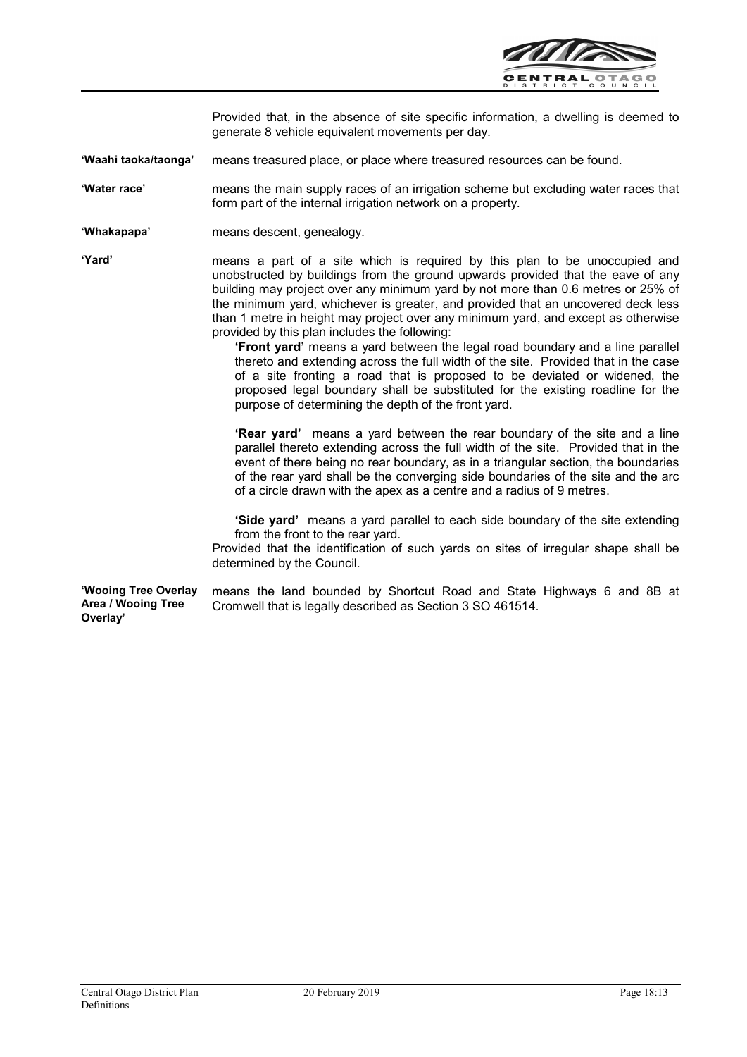Provided that, in the absence of site specific information, a dwelling is deemed to generate 8 vehicle equivalent movements per day.

**'Waahi taoka/taonga'** means treasured place, or place where treasured resources can be found.

**'Water race'** means the main supply races of an irrigation scheme but excluding water races that form part of the internal irrigation network on a property.

**'Whakapapa'** means descent, genealogy.

**'Yard'** means a part of a site which is required by this plan to be unoccupied and unobstructed by buildings from the ground upwards provided that the eave of any building may project over any minimum yard by not more than 0.6 metres or 25% of the minimum yard, whichever is greater, and provided that an uncovered deck less than 1 metre in height may project over any minimum yard, and except as otherwise provided by this plan includes the following:

> **'Front yard'** means a yard between the legal road boundary and a line parallel thereto and extending across the full width of the site. Provided that in the case of a site fronting a road that is proposed to be deviated or widened, the proposed legal boundary shall be substituted for the existing roadline for the purpose of determining the depth of the front yard.
>
> **'Rear yard'** means a yard between the rear boundary of the site and a line parallel thereto extending across the full width of the site. Provided that in the event of there being no rear boundary, as in a triangular section, the boundaries of the rear yard shall be the converging side boundaries of the site and the arc of a circle drawn with the apex as a centre and a radius of 9 metres.
>
> **'Side yard'** means a yard parallel to each side boundary of the site extending from the front to the rear yard.

Provided that the identification of such yards on sites of irregular shape shall be determined by the Council.

**'Wooing Tree Overlay Area / Wooing Tree Overlay'** means the land bounded by Shortcut Road and State Highways 6 and 8B at Cromwell that is legally described as Section 3 SO 461514.